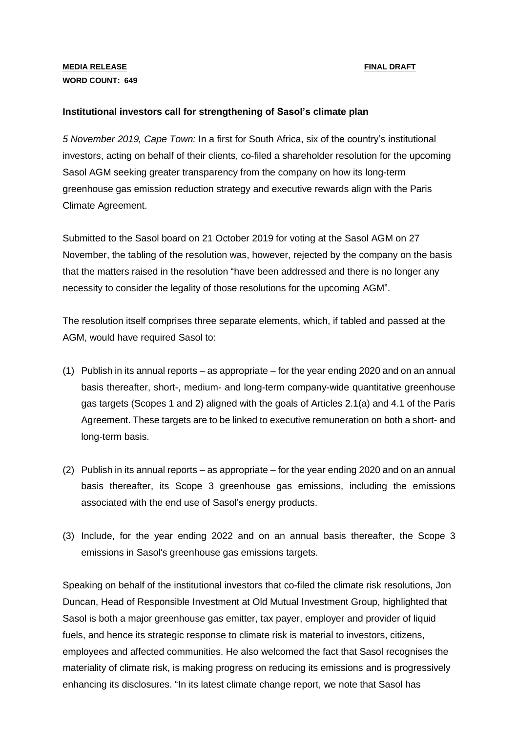**MEDIA RELEASE** **FINAL DRAFT**

**WORD COUNT: 649**

**Institutional investors call for strengthening of Sasol's climate plan**

*5 November 2019, Cape Town:* In a first for South Africa, six of the country's institutional investors, acting on behalf of their clients, co-filed a shareholder resolution for the upcoming Sasol AGM seeking greater transparency from the company on how its long-term greenhouse gas emission reduction strategy and executive rewards align with the Paris Climate Agreement.

Submitted to the Sasol board on 21 October 2019 for voting at the Sasol AGM on 27 November, the tabling of the resolution was, however, rejected by the company on the basis that the matters raised in the resolution "have been addressed and there is no longer any necessity to consider the legality of those resolutions for the upcoming AGM".

The resolution itself comprises three separate elements, which, if tabled and passed at the AGM, would have required Sasol to:

(1) Publish in its annual reports – as appropriate – for the year ending 2020 and on an annual basis thereafter, short-, medium- and long-term company-wide quantitative greenhouse gas targets (Scopes 1 and 2) aligned with the goals of Articles 2.1(a) and 4.1 of the Paris Agreement. These targets are to be linked to executive remuneration on both a short- and long-term basis.

(2) Publish in its annual reports – as appropriate – for the year ending 2020 and on an annual basis thereafter, its Scope 3 greenhouse gas emissions, including the emissions associated with the end use of Sasol's energy products.

(3) Include, for the year ending 2022 and on an annual basis thereafter, the Scope 3 emissions in Sasol's greenhouse gas emissions targets.

Speaking on behalf of the institutional investors that co-filed the climate risk resolutions, Jon Duncan, Head of Responsible Investment at Old Mutual Investment Group, highlighted that Sasol is both a major greenhouse gas emitter, tax payer, employer and provider of liquid fuels, and hence its strategic response to climate risk is material to investors, citizens, employees and affected communities. He also welcomed the fact that Sasol recognises the materiality of climate risk, is making progress on reducing its emissions and is progressively enhancing its disclosures. "In its latest climate change report, we note that Sasol has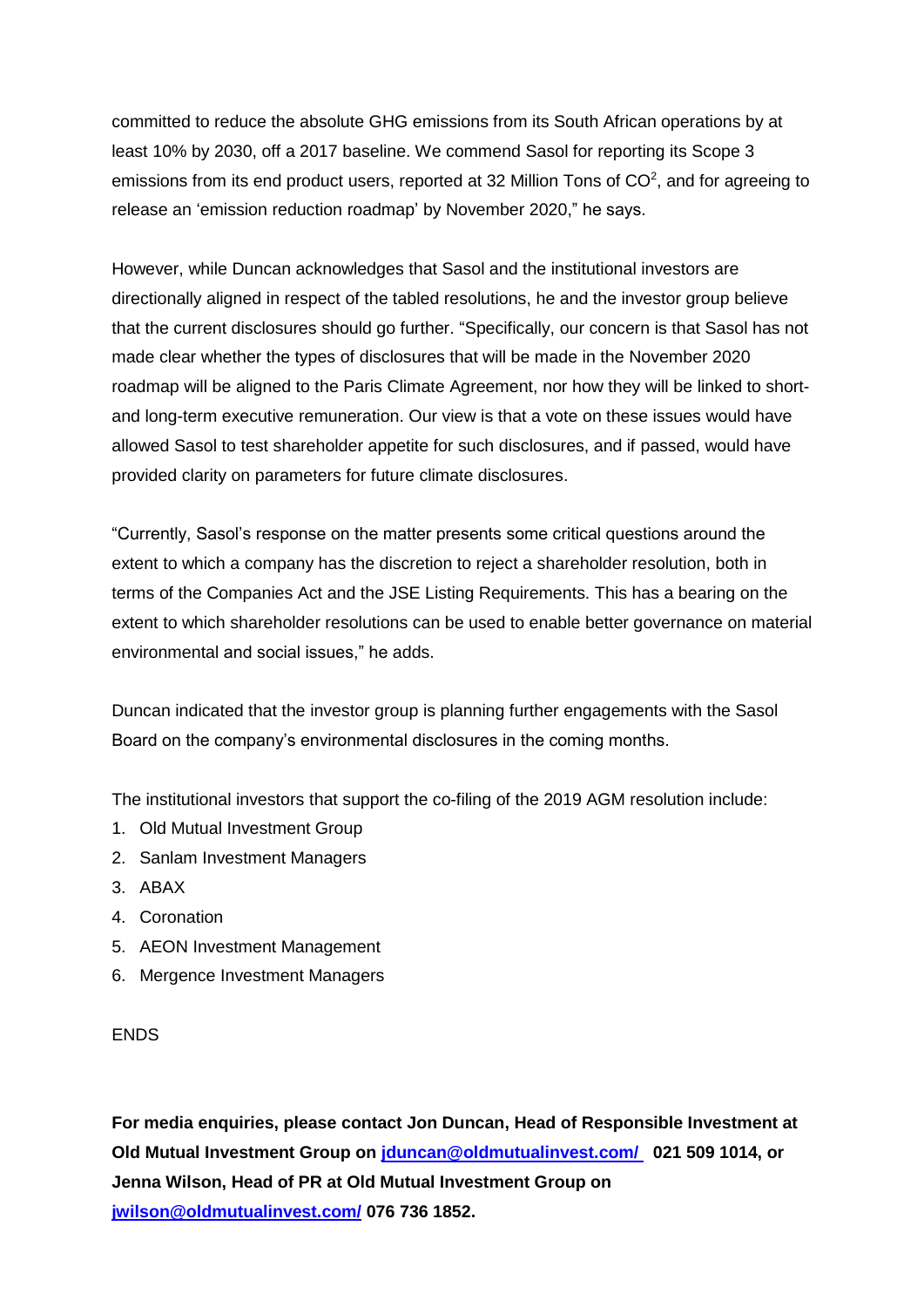committed to reduce the absolute GHG emissions from its South African operations by at least 10% by 2030, off a 2017 baseline. We commend Sasol for reporting its Scope 3 emissions from its end product users, reported at 32 Million Tons of $CO^2$, and for agreeing to release an 'emission reduction roadmap' by November 2020," he says.

However, while Duncan acknowledges that Sasol and the institutional investors are directionally aligned in respect of the tabled resolutions, he and the investor group believe that the current disclosures should go further. "Specifically, our concern is that Sasol has not made clear whether the types of disclosures that will be made in the November 2020 roadmap will be aligned to the Paris Climate Agreement, nor how they will be linked to short- and long-term executive remuneration. Our view is that a vote on these issues would have allowed Sasol to test shareholder appetite for such disclosures, and if passed, would have provided clarity on parameters for future climate disclosures.

"Currently, Sasol's response on the matter presents some critical questions around the extent to which a company has the discretion to reject a shareholder resolution, both in terms of the Companies Act and the JSE Listing Requirements. This has a bearing on the extent to which shareholder resolutions can be used to enable better governance on material environmental and social issues," he adds.

Duncan indicated that the investor group is planning further engagements with the Sasol Board on the company's environmental disclosures in the coming months.

The institutional investors that support the co-filing of the 2019 AGM resolution include:

1. Old Mutual Investment Group
2. Sanlam Investment Managers
3. ABAX
4. Coronation
5. AEON Investment Management
6. Mergence Investment Managers

ENDS

**For media enquiries, please contact Jon Duncan, Head of Responsible Investment at Old Mutual Investment Group on [jduncan@oldmutualinvest.com/](mailto:jduncan@oldmutualinvest.com) 021 509 1014, or Jenna Wilson, Head of PR at Old Mutual Investment Group on [jwilson@oldmutualinvest.com/](mailto:jwilson@oldmutualinvest.com) 076 736 1852.**